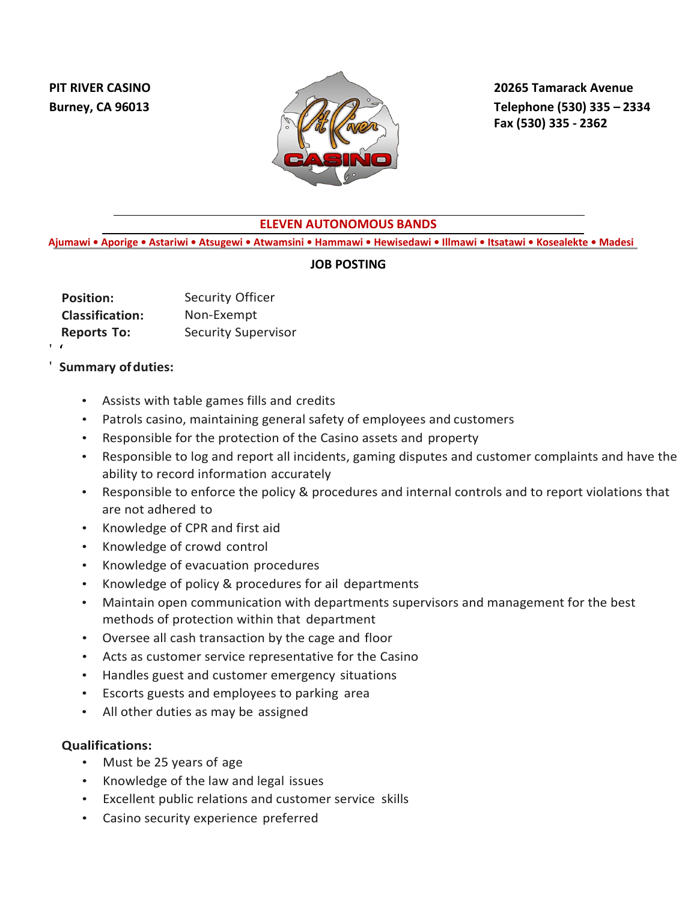**PIT RIVER CASINO**
**Burney, CA 96013**

**20265 Tamarack Avenue**
**Telephone (530) 335 – 2334**
**Fax (530) 335 - 2362**

**ELEVEN AUTONOMOUS BANDS**

**Ajumawi • Aporige • Astariwi • Atsugewi • Atwamsini • Hammawi • Hewisedawi • Illmawi • Itsatawi • Kosealekte • Madesi**

## JOB POSTING

| | |
|---|---|
| **Position:** | Security Officer |
| **Classification:** | Non-Exempt |
| **Reports To:** | Security Supervisor |

**Summary of duties:**

- Assists with table games fills and credits
- Patrols casino, maintaining general safety of employees and customers
- Responsible for the protection of the Casino assets and property
- Responsible to log and report all incidents, gaming disputes and customer complaints and have the ability to record information accurately
- Responsible to enforce the policy & procedures and internal controls and to report violations that are not adhered to
- Knowledge of CPR and first aid
- Knowledge of crowd control
- Knowledge of evacuation procedures
- Knowledge of policy & procedures for ail departments
- Maintain open communication with departments supervisors and management for the best methods of protection within that department
- Oversee all cash transaction by the cage and floor
- Acts as customer service representative for the Casino
- Handles guest and customer emergency situations
- Escorts guests and employees to parking area
- All other duties as may be assigned

**Qualifications:**

- Must be 25 years of age
- Knowledge of the law and legal issues
- Excellent public relations and customer service skills
- Casino security experience preferred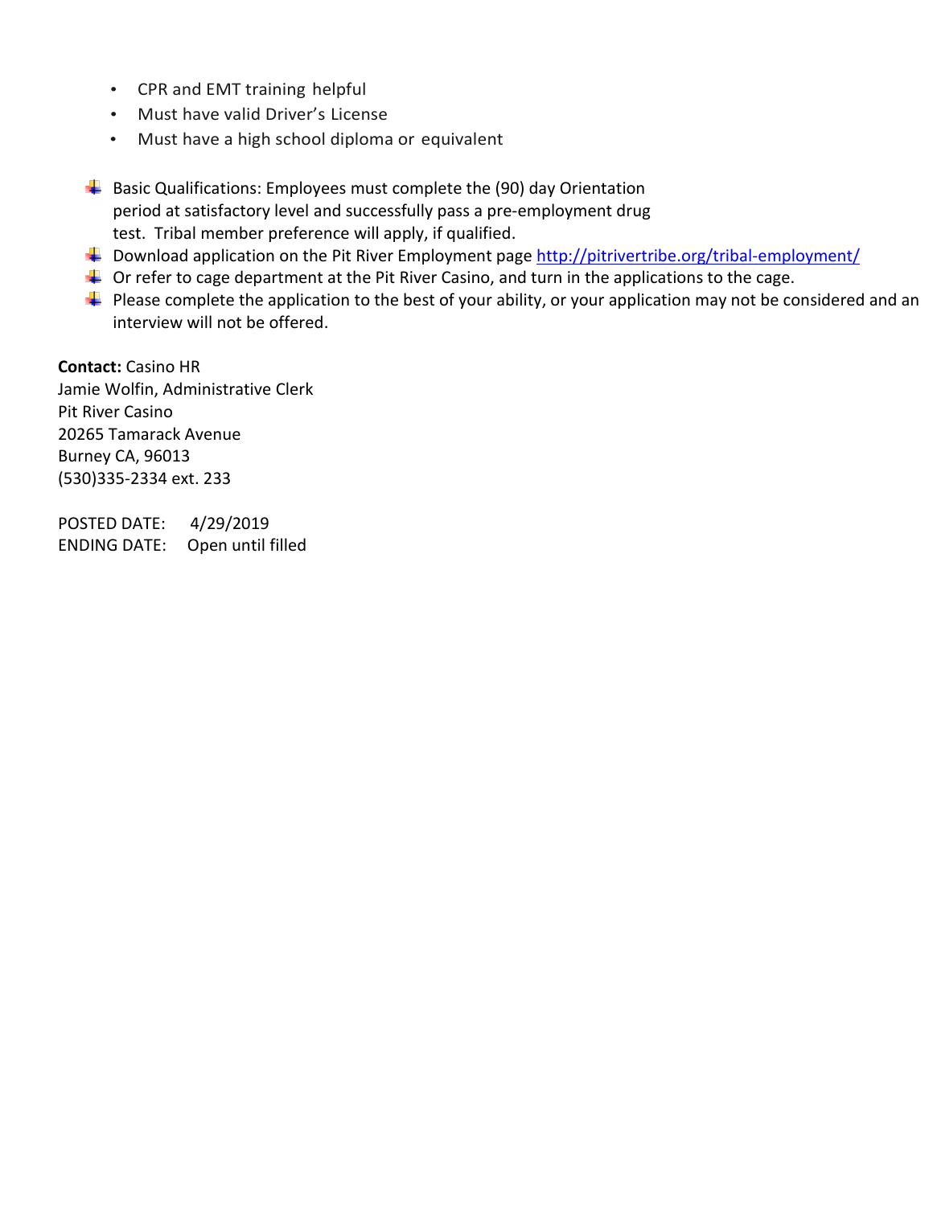- CPR and EMT training helpful
- Must have valid Driver's License
- Must have a high school diploma or equivalent

- Basic Qualifications: Employees must complete the (90) day Orientation period at satisfactory level and successfully pass a pre-employment drug test. Tribal member preference will apply, if qualified.
- Download application on the Pit River Employment page http://pitrivertribe.org/tribal-employment/
- Or refer to cage department at the Pit River Casino, and turn in the applications to the cage.
- Please complete the application to the best of your ability, or your application may not be considered and an interview will not be offered.

**Contact:** Casino HR
Jamie Wolfin, Administrative Clerk
Pit River Casino
20265 Tamarack Avenue
Burney CA, 96013
(530)335-2334 ext. 233

POSTED DATE: 4/29/2019
ENDING DATE: Open until filled